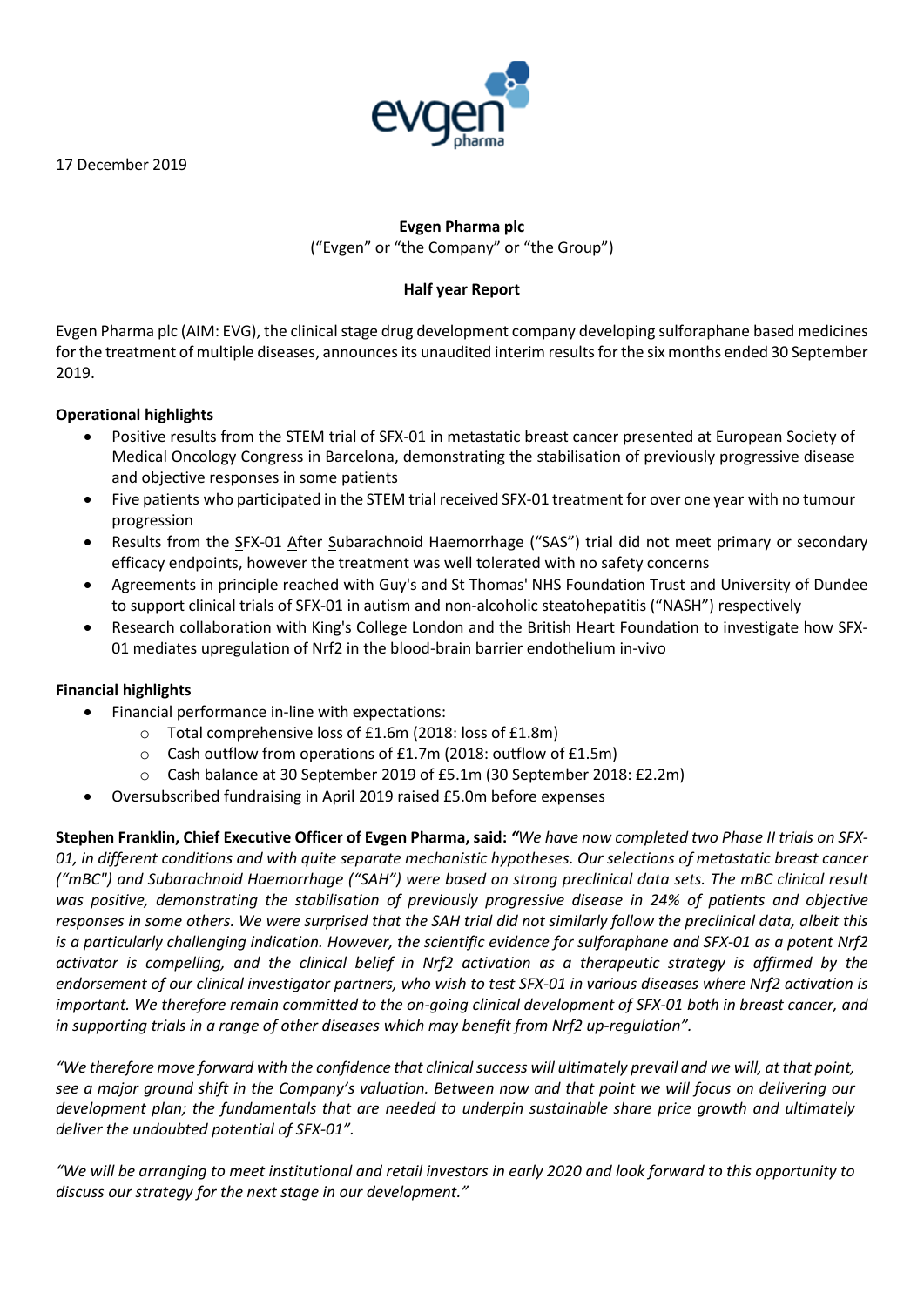17 December 2019

**Evgen Pharma plc**

("Evgen" or "the Company" or "the Group")

**Half year Report**

Evgen Pharma plc (AIM: EVG), the clinical stage drug development company developing sulforaphane based medicines for the treatment of multiple diseases, announces its unaudited interim results for the six months ended 30 September 2019.

**Operational highlights**

- Positive results from the STEM trial of SFX-01 in metastatic breast cancer presented at European Society of Medical Oncology Congress in Barcelona, demonstrating the stabilisation of previously progressive disease and objective responses in some patients
- Five patients who participated in the STEM trial received SFX-01 treatment for over one year with no tumour progression
- Results from the SFX-01 After Subarachnoid Haemorrhage ("SAS") trial did not meet primary or secondary efficacy endpoints, however the treatment was well tolerated with no safety concerns
- Agreements in principle reached with Guy's and St Thomas' NHS Foundation Trust and University of Dundee to support clinical trials of SFX-01 in autism and non-alcoholic steatohepatitis ("NASH") respectively
- Research collaboration with King's College London and the British Heart Foundation to investigate how SFX-01 mediates upregulation of Nrf2 in the blood-brain barrier endothelium in-vivo

**Financial highlights**

- Financial performance in-line with expectations:
  - Total comprehensive loss of £1.6m (2018: loss of £1.8m)
  - Cash outflow from operations of £1.7m (2018: outflow of £1.5m)
  - Cash balance at 30 September 2019 of £5.1m (30 September 2018: £2.2m)
- Oversubscribed fundraising in April 2019 raised £5.0m before expenses

**Stephen Franklin, Chief Executive Officer of Evgen Pharma, said:** *"We have now completed two Phase II trials on SFX-01, in different conditions and with quite separate mechanistic hypotheses. Our selections of metastatic breast cancer ("mBC") and Subarachnoid Haemorrhage ("SAH") were based on strong preclinical data sets. The mBC clinical result was positive, demonstrating the stabilisation of previously progressive disease in 24% of patients and objective responses in some others. We were surprised that the SAH trial did not similarly follow the preclinical data, albeit this is a particularly challenging indication. However, the scientific evidence for sulforaphane and SFX-01 as a potent Nrf2 activator is compelling, and the clinical belief in Nrf2 activation as a therapeutic strategy is affirmed by the endorsement of our clinical investigator partners, who wish to test SFX-01 in various diseases where Nrf2 activation is important. We therefore remain committed to the on-going clinical development of SFX-01 both in breast cancer, and in supporting trials in a range of other diseases which may benefit from Nrf2 up-regulation".*

*"We therefore move forward with the confidence that clinical success will ultimately prevail and we will, at that point, see a major ground shift in the Company's valuation. Between now and that point we will focus on delivering our development plan; the fundamentals that are needed to underpin sustainable share price growth and ultimately deliver the undoubted potential of SFX-01".*

*"We will be arranging to meet institutional and retail investors in early 2020 and look forward to this opportunity to discuss our strategy for the next stage in our development."*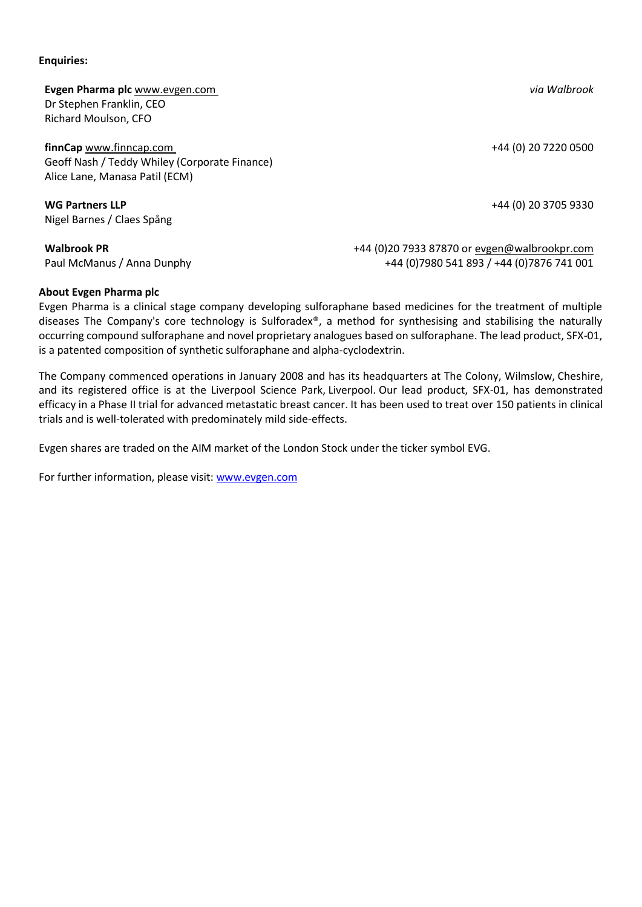**Enquiries:**

| | |
|---|---|
| **Evgen Pharma plc** www.evgen.com<br>Dr Stephen Franklin, CEO<br>Richard Moulson, CFO | *via Walbrook* |
| **finnCap** www.finncap.com<br>Geoff Nash / Teddy Whiley (Corporate Finance)<br>Alice Lane, Manasa Patil (ECM) | +44 (0) 20 7220 0500 |
| **WG Partners LLP**<br>Nigel Barnes / Claes Spång | +44 (0) 20 3705 9330 |
| **Walbrook PR**<br>Paul McManus / Anna Dunphy | +44 (0)20 7933 87870 or evgen@walbrookpr.com<br>+44 (0)7980 541 893 / +44 (0)7876 741 001 |

**About Evgen Pharma plc**

Evgen Pharma is a clinical stage company developing sulforaphane based medicines for the treatment of multiple diseases The Company's core technology is Sulforadex®, a method for synthesising and stabilising the naturally occurring compound sulforaphane and novel proprietary analogues based on sulforaphane. The lead product, SFX-01, is a patented composition of synthetic sulforaphane and alpha-cyclodextrin.

The Company commenced operations in January 2008 and has its headquarters at The Colony, Wilmslow, Cheshire, and its registered office is at the Liverpool Science Park, Liverpool. Our lead product, SFX-01, has demonstrated efficacy in a Phase II trial for advanced metastatic breast cancer. It has been used to treat over 150 patients in clinical trials and is well-tolerated with predominately mild side-effects.

Evgen shares are traded on the AIM market of the London Stock under the ticker symbol EVG.

For further information, please visit: www.evgen.com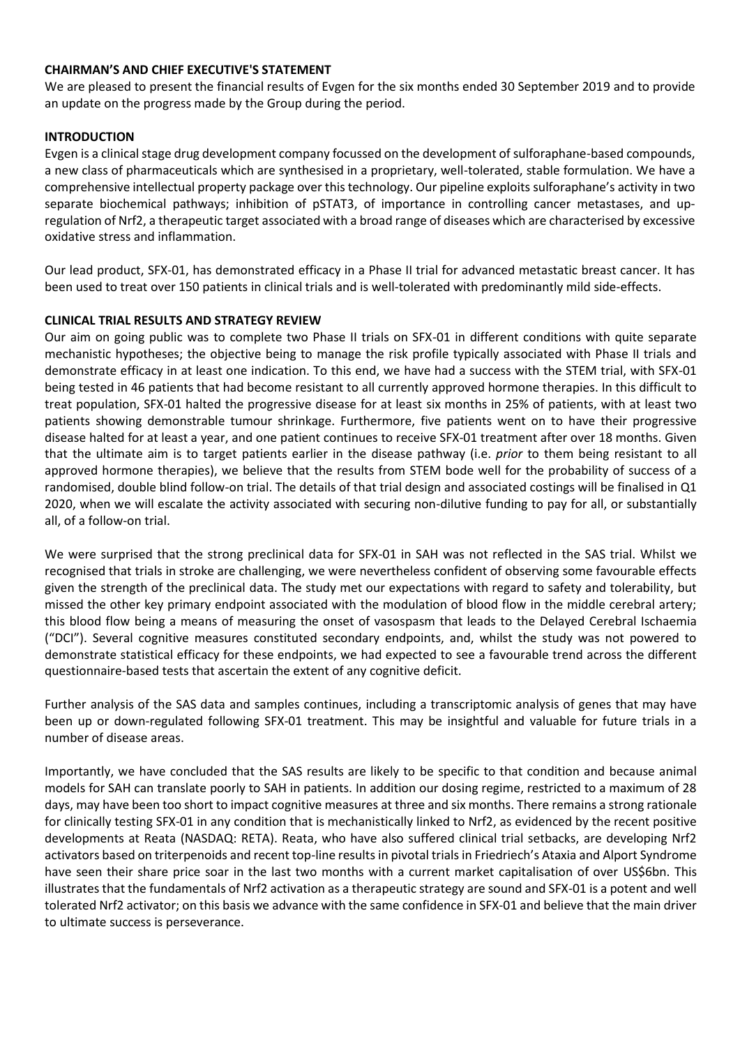**CHAIRMAN'S AND CHIEF EXECUTIVE'S STATEMENT**

We are pleased to present the financial results of Evgen for the six months ended 30 September 2019 and to provide an update on the progress made by the Group during the period.

**INTRODUCTION**

Evgen is a clinical stage drug development company focussed on the development of sulforaphane-based compounds, a new class of pharmaceuticals which are synthesised in a proprietary, well-tolerated, stable formulation. We have a comprehensive intellectual property package over this technology. Our pipeline exploits sulforaphane's activity in two separate biochemical pathways; inhibition of pSTAT3, of importance in controlling cancer metastases, and up-regulation of Nrf2, a therapeutic target associated with a broad range of diseases which are characterised by excessive oxidative stress and inflammation.

Our lead product, SFX-01, has demonstrated efficacy in a Phase II trial for advanced metastatic breast cancer. It has been used to treat over 150 patients in clinical trials and is well-tolerated with predominantly mild side-effects.

**CLINICAL TRIAL RESULTS AND STRATEGY REVIEW**

Our aim on going public was to complete two Phase II trials on SFX-01 in different conditions with quite separate mechanistic hypotheses; the objective being to manage the risk profile typically associated with Phase II trials and demonstrate efficacy in at least one indication. To this end, we have had a success with the STEM trial, with SFX-01 being tested in 46 patients that had become resistant to all currently approved hormone therapies. In this difficult to treat population, SFX-01 halted the progressive disease for at least six months in 25% of patients, with at least two patients showing demonstrable tumour shrinkage. Furthermore, five patients went on to have their progressive disease halted for at least a year, and one patient continues to receive SFX-01 treatment after over 18 months. Given that the ultimate aim is to target patients earlier in the disease pathway (i.e. *prior* to them being resistant to all approved hormone therapies), we believe that the results from STEM bode well for the probability of success of a randomised, double blind follow-on trial. The details of that trial design and associated costings will be finalised in Q1 2020, when we will escalate the activity associated with securing non-dilutive funding to pay for all, or substantially all, of a follow-on trial.

We were surprised that the strong preclinical data for SFX-01 in SAH was not reflected in the SAS trial. Whilst we recognised that trials in stroke are challenging, we were nevertheless confident of observing some favourable effects given the strength of the preclinical data. The study met our expectations with regard to safety and tolerability, but missed the other key primary endpoint associated with the modulation of blood flow in the middle cerebral artery; this blood flow being a means of measuring the onset of vasospasm that leads to the Delayed Cerebral Ischaemia ("DCI"). Several cognitive measures constituted secondary endpoints, and, whilst the study was not powered to demonstrate statistical efficacy for these endpoints, we had expected to see a favourable trend across the different questionnaire-based tests that ascertain the extent of any cognitive deficit.

Further analysis of the SAS data and samples continues, including a transcriptomic analysis of genes that may have been up or down-regulated following SFX-01 treatment. This may be insightful and valuable for future trials in a number of disease areas.

Importantly, we have concluded that the SAS results are likely to be specific to that condition and because animal models for SAH can translate poorly to SAH in patients. In addition our dosing regime, restricted to a maximum of 28 days, may have been too short to impact cognitive measures at three and six months. There remains a strong rationale for clinically testing SFX-01 in any condition that is mechanistically linked to Nrf2, as evidenced by the recent positive developments at Reata (NASDAQ: RETA). Reata, who have also suffered clinical trial setbacks, are developing Nrf2 activators based on triterpenoids and recent top-line results in pivotal trials in Friedriech's Ataxia and Alport Syndrome have seen their share price soar in the last two months with a current market capitalisation of over US$6bn. This illustrates that the fundamentals of Nrf2 activation as a therapeutic strategy are sound and SFX-01 is a potent and well tolerated Nrf2 activator; on this basis we advance with the same confidence in SFX-01 and believe that the main driver to ultimate success is perseverance.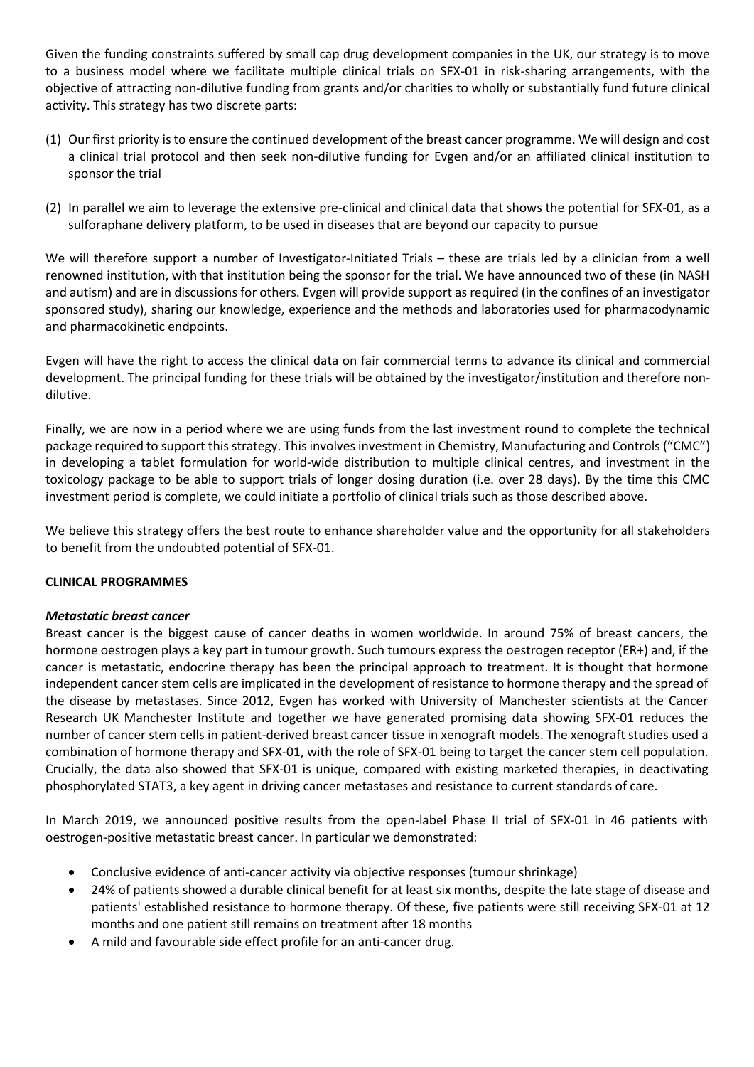Given the funding constraints suffered by small cap drug development companies in the UK, our strategy is to move to a business model where we facilitate multiple clinical trials on SFX-01 in risk-sharing arrangements, with the objective of attracting non-dilutive funding from grants and/or charities to wholly or substantially fund future clinical activity. This strategy has two discrete parts:

(1) Our first priority is to ensure the continued development of the breast cancer programme. We will design and cost a clinical trial protocol and then seek non-dilutive funding for Evgen and/or an affiliated clinical institution to sponsor the trial

(2) In parallel we aim to leverage the extensive pre-clinical and clinical data that shows the potential for SFX-01, as a sulforaphane delivery platform, to be used in diseases that are beyond our capacity to pursue

We will therefore support a number of Investigator-Initiated Trials – these are trials led by a clinician from a well renowned institution, with that institution being the sponsor for the trial. We have announced two of these (in NASH and autism) and are in discussions for others. Evgen will provide support as required (in the confines of an investigator sponsored study), sharing our knowledge, experience and the methods and laboratories used for pharmacodynamic and pharmacokinetic endpoints.

Evgen will have the right to access the clinical data on fair commercial terms to advance its clinical and commercial development. The principal funding for these trials will be obtained by the investigator/institution and therefore non-dilutive.

Finally, we are now in a period where we are using funds from the last investment round to complete the technical package required to support this strategy. This involves investment in Chemistry, Manufacturing and Controls ("CMC") in developing a tablet formulation for world-wide distribution to multiple clinical centres, and investment in the toxicology package to be able to support trials of longer dosing duration (i.e. over 28 days). By the time this CMC investment period is complete, we could initiate a portfolio of clinical trials such as those described above.

We believe this strategy offers the best route to enhance shareholder value and the opportunity for all stakeholders to benefit from the undoubted potential of SFX-01.

**CLINICAL PROGRAMMES**

***Metastatic breast cancer***

Breast cancer is the biggest cause of cancer deaths in women worldwide. In around 75% of breast cancers, the hormone oestrogen plays a key part in tumour growth. Such tumours express the oestrogen receptor (ER+) and, if the cancer is metastatic, endocrine therapy has been the principal approach to treatment. It is thought that hormone independent cancer stem cells are implicated in the development of resistance to hormone therapy and the spread of the disease by metastases. Since 2012, Evgen has worked with University of Manchester scientists at the Cancer Research UK Manchester Institute and together we have generated promising data showing SFX-01 reduces the number of cancer stem cells in patient-derived breast cancer tissue in xenograft models. The xenograft studies used a combination of hormone therapy and SFX-01, with the role of SFX-01 being to target the cancer stem cell population. Crucially, the data also showed that SFX-01 is unique, compared with existing marketed therapies, in deactivating phosphorylated STAT3, a key agent in driving cancer metastases and resistance to current standards of care.

In March 2019, we announced positive results from the open-label Phase II trial of SFX-01 in 46 patients with oestrogen-positive metastatic breast cancer. In particular we demonstrated:

- Conclusive evidence of anti-cancer activity via objective responses (tumour shrinkage)
- 24% of patients showed a durable clinical benefit for at least six months, despite the late stage of disease and patients' established resistance to hormone therapy. Of these, five patients were still receiving SFX-01 at 12 months and one patient still remains on treatment after 18 months
- A mild and favourable side effect profile for an anti-cancer drug.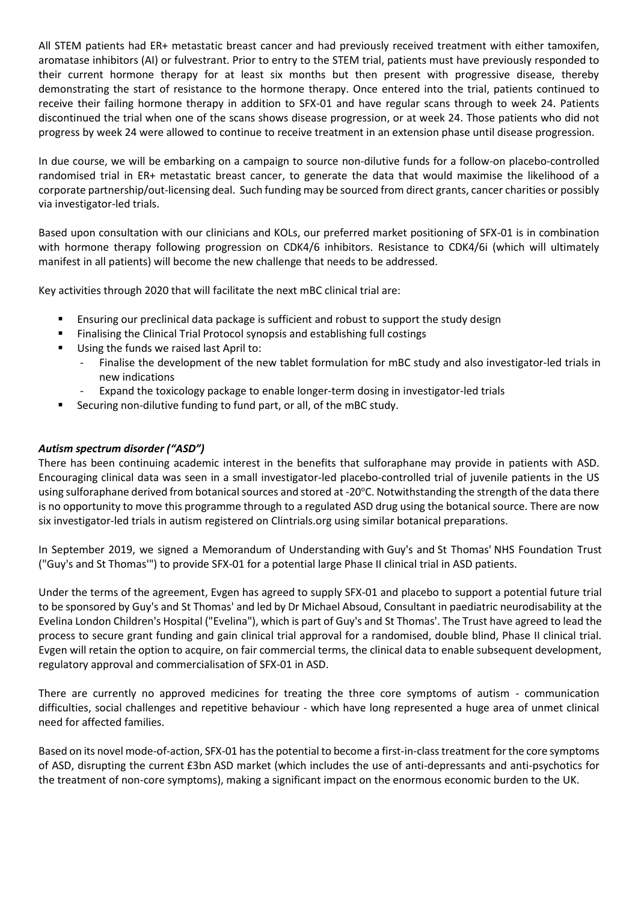All STEM patients had ER+ metastatic breast cancer and had previously received treatment with either tamoxifen, aromatase inhibitors (AI) or fulvestrant. Prior to entry to the STEM trial, patients must have previously responded to their current hormone therapy for at least six months but then present with progressive disease, thereby demonstrating the start of resistance to the hormone therapy. Once entered into the trial, patients continued to receive their failing hormone therapy in addition to SFX-01 and have regular scans through to week 24. Patients discontinued the trial when one of the scans shows disease progression, or at week 24. Those patients who did not progress by week 24 were allowed to continue to receive treatment in an extension phase until disease progression.

In due course, we will be embarking on a campaign to source non-dilutive funds for a follow-on placebo-controlled randomised trial in ER+ metastatic breast cancer, to generate the data that would maximise the likelihood of a corporate partnership/out-licensing deal. Such funding may be sourced from direct grants, cancer charities or possibly via investigator-led trials.

Based upon consultation with our clinicians and KOLs, our preferred market positioning of SFX-01 is in combination with hormone therapy following progression on CDK4/6 inhibitors. Resistance to CDK4/6i (which will ultimately manifest in all patients) will become the new challenge that needs to be addressed.

Key activities through 2020 that will facilitate the next mBC clinical trial are:

- Ensuring our preclinical data package is sufficient and robust to support the study design
- Finalising the Clinical Trial Protocol synopsis and establishing full costings
- Using the funds we raised last April to:
  - Finalise the development of the new tablet formulation for mBC study and also investigator-led trials in new indications
  - Expand the toxicology package to enable longer-term dosing in investigator-led trials
- Securing non-dilutive funding to fund part, or all, of the mBC study.

***Autism spectrum disorder ("ASD")***

There has been continuing academic interest in the benefits that sulforaphane may provide in patients with ASD. Encouraging clinical data was seen in a small investigator-led placebo-controlled trial of juvenile patients in the US using sulforaphane derived from botanical sources and stored at -20°C. Notwithstanding the strength of the data there is no opportunity to move this programme through to a regulated ASD drug using the botanical source. There are now six investigator-led trials in autism registered on Clintrials.org using similar botanical preparations.

In September 2019, we signed a Memorandum of Understanding with Guy's and St Thomas' NHS Foundation Trust ("Guy's and St Thomas'") to provide SFX-01 for a potential large Phase II clinical trial in ASD patients.

Under the terms of the agreement, Evgen has agreed to supply SFX-01 and placebo to support a potential future trial to be sponsored by Guy's and St Thomas' and led by Dr Michael Absoud, Consultant in paediatric neurodisability at the Evelina London Children's Hospital ("Evelina"), which is part of Guy's and St Thomas'. The Trust have agreed to lead the process to secure grant funding and gain clinical trial approval for a randomised, double blind, Phase II clinical trial. Evgen will retain the option to acquire, on fair commercial terms, the clinical data to enable subsequent development, regulatory approval and commercialisation of SFX-01 in ASD.

There are currently no approved medicines for treating the three core symptoms of autism - communication difficulties, social challenges and repetitive behaviour - which have long represented a huge area of unmet clinical need for affected families.

Based on its novel mode-of-action, SFX-01 has the potential to become a first-in-class treatment for the core symptoms of ASD, disrupting the current £3bn ASD market (which includes the use of anti-depressants and anti-psychotics for the treatment of non-core symptoms), making a significant impact on the enormous economic burden to the UK.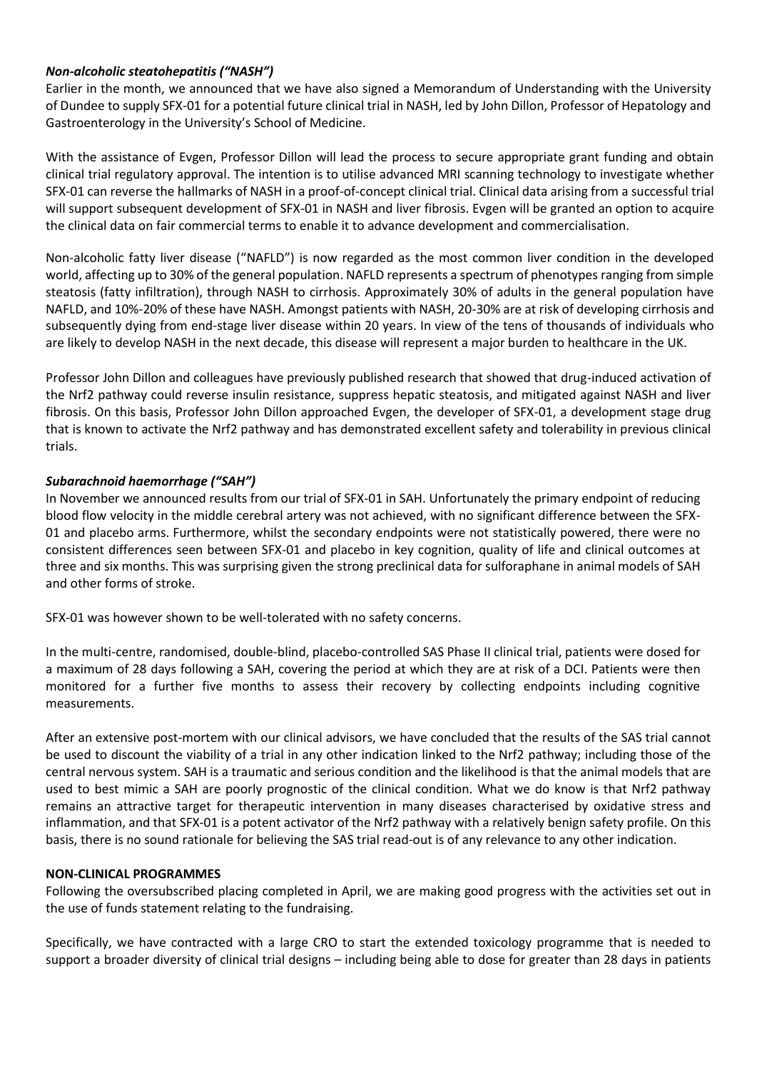### *Non-alcoholic steatohepatitis ("NASH")*

Earlier in the month, we announced that we have also signed a Memorandum of Understanding with the University of Dundee to supply SFX-01 for a potential future clinical trial in NASH, led by John Dillon, Professor of Hepatology and Gastroenterology in the University's School of Medicine.

With the assistance of Evgen, Professor Dillon will lead the process to secure appropriate grant funding and obtain clinical trial regulatory approval. The intention is to utilise advanced MRI scanning technology to investigate whether SFX-01 can reverse the hallmarks of NASH in a proof-of-concept clinical trial. Clinical data arising from a successful trial will support subsequent development of SFX-01 in NASH and liver fibrosis. Evgen will be granted an option to acquire the clinical data on fair commercial terms to enable it to advance development and commercialisation.

Non-alcoholic fatty liver disease ("NAFLD") is now regarded as the most common liver condition in the developed world, affecting up to 30% of the general population. NAFLD represents a spectrum of phenotypes ranging from simple steatosis (fatty infiltration), through NASH to cirrhosis. Approximately 30% of adults in the general population have NAFLD, and 10%-20% of these have NASH. Amongst patients with NASH, 20-30% are at risk of developing cirrhosis and subsequently dying from end-stage liver disease within 20 years. In view of the tens of thousands of individuals who are likely to develop NASH in the next decade, this disease will represent a major burden to healthcare in the UK.

Professor John Dillon and colleagues have previously published research that showed that drug-induced activation of the Nrf2 pathway could reverse insulin resistance, suppress hepatic steatosis, and mitigated against NASH and liver fibrosis. On this basis, Professor John Dillon approached Evgen, the developer of SFX-01, a development stage drug that is known to activate the Nrf2 pathway and has demonstrated excellent safety and tolerability in previous clinical trials.

### *Subarachnoid haemorrhage ("SAH")*

In November we announced results from our trial of SFX-01 in SAH. Unfortunately the primary endpoint of reducing blood flow velocity in the middle cerebral artery was not achieved, with no significant difference between the SFX-01 and placebo arms. Furthermore, whilst the secondary endpoints were not statistically powered, there were no consistent differences seen between SFX-01 and placebo in key cognition, quality of life and clinical outcomes at three and six months. This was surprising given the strong preclinical data for sulforaphane in animal models of SAH and other forms of stroke.

SFX-01 was however shown to be well-tolerated with no safety concerns.

In the multi-centre, randomised, double-blind, placebo-controlled SAS Phase II clinical trial, patients were dosed for a maximum of 28 days following a SAH, covering the period at which they are at risk of a DCI. Patients were then monitored for a further five months to assess their recovery by collecting endpoints including cognitive measurements.

After an extensive post-mortem with our clinical advisors, we have concluded that the results of the SAS trial cannot be used to discount the viability of a trial in any other indication linked to the Nrf2 pathway; including those of the central nervous system. SAH is a traumatic and serious condition and the likelihood is that the animal models that are used to best mimic a SAH are poorly prognostic of the clinical condition. What we do know is that Nrf2 pathway remains an attractive target for therapeutic intervention in many diseases characterised by oxidative stress and inflammation, and that SFX-01 is a potent activator of the Nrf2 pathway with a relatively benign safety profile. On this basis, there is no sound rationale for believing the SAS trial read-out is of any relevance to any other indication.

**NON-CLINICAL PROGRAMMES**

Following the oversubscribed placing completed in April, we are making good progress with the activities set out in the use of funds statement relating to the fundraising.

Specifically, we have contracted with a large CRO to start the extended toxicology programme that is needed to support a broader diversity of clinical trial designs – including being able to dose for greater than 28 days in patients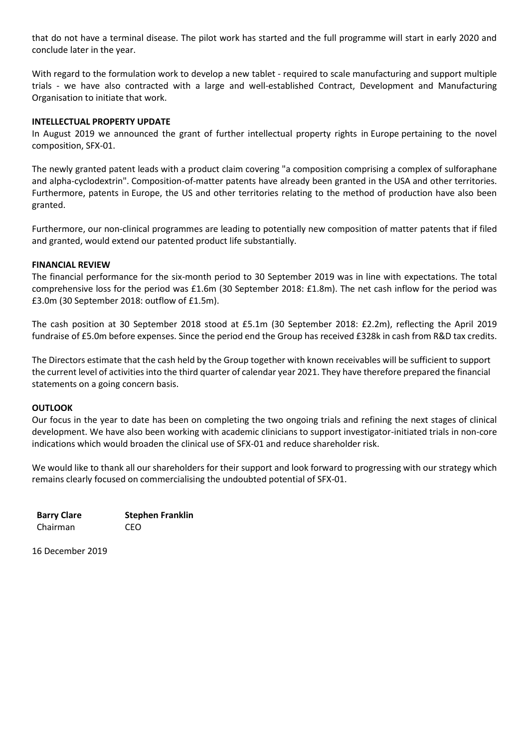that do not have a terminal disease. The pilot work has started and the full programme will start in early 2020 and conclude later in the year.

With regard to the formulation work to develop a new tablet - required to scale manufacturing and support multiple trials - we have also contracted with a large and well-established Contract, Development and Manufacturing Organisation to initiate that work.

**INTELLECTUAL PROPERTY UPDATE**

In August 2019 we announced the grant of further intellectual property rights in Europe pertaining to the novel composition, SFX-01.

The newly granted patent leads with a product claim covering "a composition comprising a complex of sulforaphane and alpha-cyclodextrin". Composition-of-matter patents have already been granted in the USA and other territories. Furthermore, patents in Europe, the US and other territories relating to the method of production have also been granted.

Furthermore, our non-clinical programmes are leading to potentially new composition of matter patents that if filed and granted, would extend our patented product life substantially.

**FINANCIAL REVIEW**

The financial performance for the six-month period to 30 September 2019 was in line with expectations. The total comprehensive loss for the period was £1.6m (30 September 2018: £1.8m). The net cash inflow for the period was £3.0m (30 September 2018: outflow of £1.5m).

The cash position at 30 September 2018 stood at £5.1m (30 September 2018: £2.2m), reflecting the April 2019 fundraise of £5.0m before expenses. Since the period end the Group has received £328k in cash from R&D tax credits.

The Directors estimate that the cash held by the Group together with known receivables will be sufficient to support the current level of activities into the third quarter of calendar year 2021. They have therefore prepared the financial statements on a going concern basis.

**OUTLOOK**

Our focus in the year to date has been on completing the two ongoing trials and refining the next stages of clinical development. We have also been working with academic clinicians to support investigator-initiated trials in non-core indications which would broaden the clinical use of SFX-01 and reduce shareholder risk.

We would like to thank all our shareholders for their support and look forward to progressing with our strategy which remains clearly focused on commercialising the undoubted potential of SFX-01.

| **Barry Clare** | **Stephen Franklin** |
|---|---|
| Chairman | CEO |

16 December 2019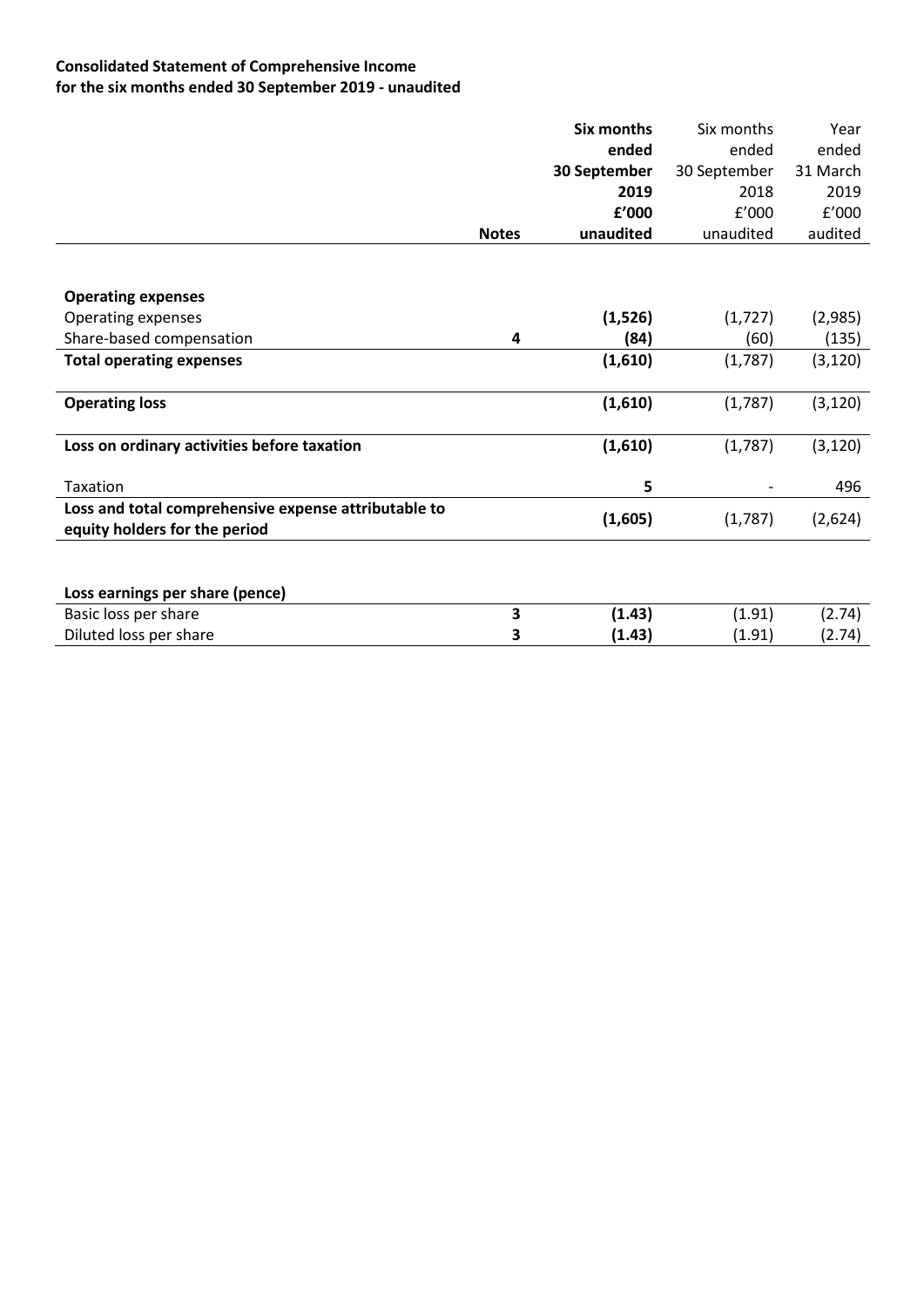**Consolidated Statement of Comprehensive Income**
**for the six months ended 30 September 2019 - unaudited**

| | Notes | **Six months ended 30 September 2019 £'000 unaudited** | Six months ended 30 September 2018 £'000 unaudited | Year ended 31 March 2019 £'000 audited |
|---|---|---|---|---|
| **Operating expenses** | | | | |
| Operating expenses | | **(1,526)** | (1,727) | (2,985) |
| Share-based compensation | 4 | **(84)** | (60) | (135) |
| **Total operating expenses** | | **(1,610)** | (1,787) | (3,120) |
| **Operating loss** | | **(1,610)** | (1,787) | (3,120) |
| **Loss on ordinary activities before taxation** | | **(1,610)** | (1,787) | (3,120) |
| Taxation | | **5** | - | 496 |
| **Loss and total comprehensive expense attributable to equity holders for the period** | | **(1,605)** | (1,787) | (2,624) |
| **Loss earnings per share (pence)** | | | | |
| Basic loss per share | 3 | **(1.43)** | (1.91) | (2.74) |
| Diluted loss per share | 3 | **(1.43)** | (1.91) | (2.74) |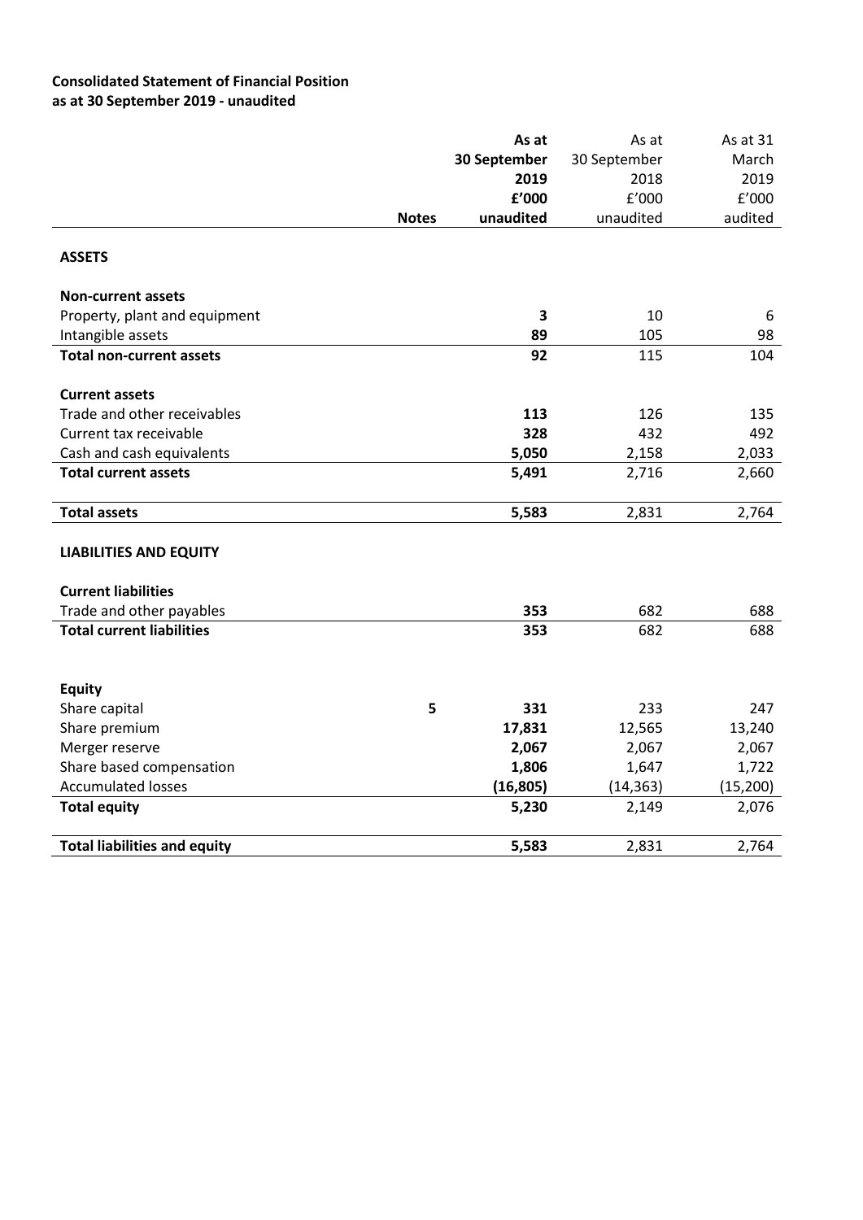**Consolidated Statement of Financial Position**
**as at 30 September 2019 - unaudited**

| | Notes | **As at 30 September 2019 £'000 unaudited** | As at 30 September 2018 £'000 unaudited | As at 31 March 2019 £'000 audited |
|---|---|---|---|---|
| **ASSETS** | | | | |
| **Non-current assets** | | | | |
| Property, plant and equipment | | **3** | 10 | 6 |
| Intangible assets | | **89** | 105 | 98 |
| **Total non-current assets** | | **92** | 115 | 104 |
| **Current assets** | | | | |
| Trade and other receivables | | **113** | 126 | 135 |
| Current tax receivable | | **328** | 432 | 492 |
| Cash and cash equivalents | | **5,050** | 2,158 | 2,033 |
| **Total current assets** | | **5,491** | 2,716 | 2,660 |
| **Total assets** | | **5,583** | 2,831 | 2,764 |
| **LIABILITIES AND EQUITY** | | | | |
| **Current liabilities** | | | | |
| Trade and other payables | | **353** | 682 | 688 |
| **Total current liabilities** | | **353** | 682 | 688 |
| **Equity** | | | | |
| Share capital | 5 | **331** | 233 | 247 |
| Share premium | | **17,831** | 12,565 | 13,240 |
| Merger reserve | | **2,067** | 2,067 | 2,067 |
| Share based compensation | | **1,806** | 1,647 | 1,722 |
| Accumulated losses | | **(16,805)** | (14,363) | (15,200) |
| **Total equity** | | **5,230** | 2,149 | 2,076 |
| **Total liabilities and equity** | | **5,583** | 2,831 | 2,764 |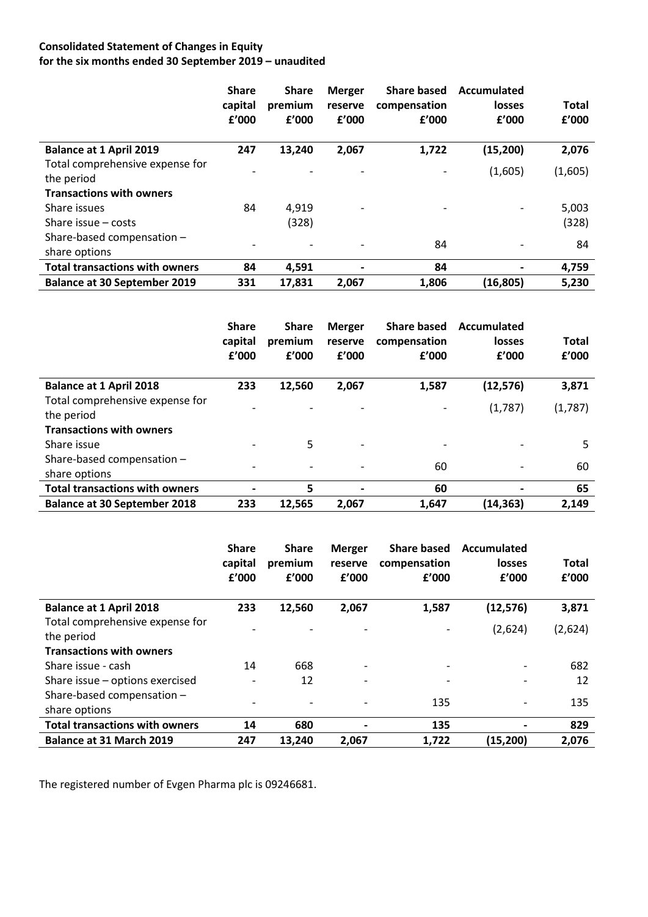**Consolidated Statement of Changes in Equity**
**for the six months ended 30 September 2019 – unaudited**

| | Share capital £'000 | Share premium £'000 | Merger reserve £'000 | Share based compensation £'000 | Accumulated losses £'000 | Total £'000 |
|---|---|---|---|---|---|---|
| **Balance at 1 April 2019** | **247** | **13,240** | **2,067** | **1,722** | **(15,200)** | **2,076** |
| Total comprehensive expense for the period | - | - | - | - | (1,605) | (1,605) |
| **Transactions with owners** | | | | | | |
| Share issues | 84 | 4,919 | - | - | - | 5,003 |
| Share issue – costs | | (328) | | | | (328) |
| Share-based compensation – share options | - | - | - | 84 | - | 84 |
| **Total transactions with owners** | **84** | **4,591** | **-** | **84** | **-** | **4,759** |
| **Balance at 30 September 2019** | **331** | **17,831** | **2,067** | **1,806** | **(16,805)** | **5,230** |

| | Share capital £'000 | Share premium £'000 | Merger reserve £'000 | Share based compensation £'000 | Accumulated losses £'000 | Total £'000 |
|---|---|---|---|---|---|---|
| **Balance at 1 April 2018** | **233** | **12,560** | **2,067** | **1,587** | **(12,576)** | **3,871** |
| Total comprehensive expense for the period | - | - | - | - | (1,787) | (1,787) |
| **Transactions with owners** | | | | | | |
| Share issue | - | 5 | - | - | - | 5 |
| Share-based compensation – share options | - | - | - | 60 | - | 60 |
| **Total transactions with owners** | **-** | **5** | **-** | **60** | **-** | **65** |
| **Balance at 30 September 2018** | **233** | **12,565** | **2,067** | **1,647** | **(14,363)** | **2,149** |

| | Share capital £'000 | Share premium £'000 | Merger reserve £'000 | Share based compensation £'000 | Accumulated losses £'000 | Total £'000 |
|---|---|---|---|---|---|---|
| **Balance at 1 April 2018** | **233** | **12,560** | **2,067** | **1,587** | **(12,576)** | **3,871** |
| Total comprehensive expense for the period | - | - | - | - | (2,624) | (2,624) |
| **Transactions with owners** | | | | | | |
| Share issue - cash | 14 | 668 | - | - | - | 682 |
| Share issue – options exercised | - | 12 | - | - | - | 12 |
| Share-based compensation – share options | - | - | - | 135 | - | 135 |
| **Total transactions with owners** | **14** | **680** | **-** | **135** | **-** | **829** |
| **Balance at 31 March 2019** | **247** | **13,240** | **2,067** | **1,722** | **(15,200)** | **2,076** |

The registered number of Evgen Pharma plc is 09246681.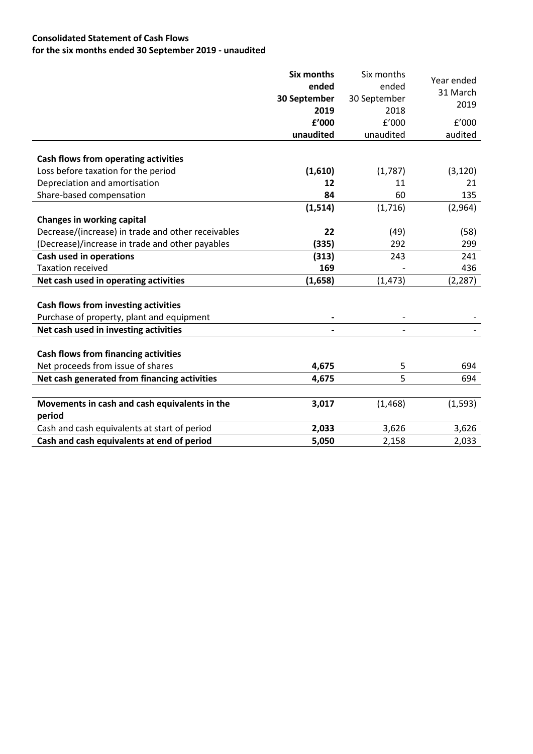**Consolidated Statement of Cash Flows**
**for the six months ended 30 September 2019 - unaudited**

| | **Six months ended 30 September 2019** | Six months ended 30 September 2018 | Year ended 31 March 2019 |
|---|---|---|---|
| | **£'000** | £'000 | £'000 |
| | **unaudited** | unaudited | audited |
| **Cash flows from operating activities** | | | |
| Loss before taxation for the period | **(1,610)** | (1,787) | (3,120) |
| Depreciation and amortisation | **12** | 11 | 21 |
| Share-based compensation | **84** | 60 | 135 |
| | **(1,514)** | (1,716) | (2,964) |
| **Changes in working capital** | | | |
| Decrease/(increase) in trade and other receivables | **22** | (49) | (58) |
| (Decrease)/increase in trade and other payables | **(335)** | 292 | 299 |
| **Cash used in operations** | **(313)** | 243 | 241 |
| Taxation received | **169** | - | 436 |
| **Net cash used in operating activities** | **(1,658)** | (1,473) | (2,287) |
| **Cash flows from investing activities** | | | |
| Purchase of property, plant and equipment | **-** | - | - |
| **Net cash used in investing activities** | **-** | - | - |
| **Cash flows from financing activities** | | | |
| Net proceeds from issue of shares | **4,675** | 5 | 694 |
| **Net cash generated from financing activities** | **4,675** | 5 | 694 |
| **Movements in cash and cash equivalents in the period** | **3,017** | (1,468) | (1,593) |
| Cash and cash equivalents at start of period | **2,033** | 3,626 | 3,626 |
| **Cash and cash equivalents at end of period** | **5,050** | 2,158 | 2,033 |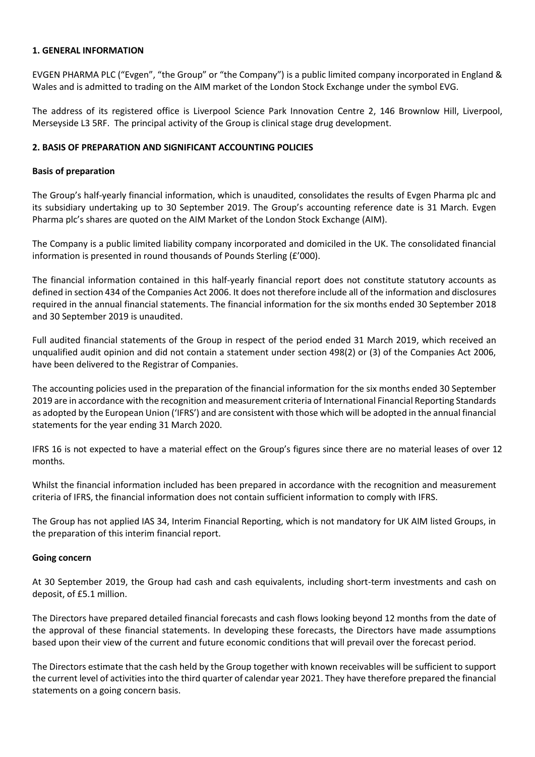## 1. GENERAL INFORMATION

EVGEN PHARMA PLC ("Evgen", "the Group" or "the Company") is a public limited company incorporated in England & Wales and is admitted to trading on the AIM market of the London Stock Exchange under the symbol EVG.

The address of its registered office is Liverpool Science Park Innovation Centre 2, 146 Brownlow Hill, Liverpool, Merseyside L3 5RF. The principal activity of the Group is clinical stage drug development.

## 2. BASIS OF PREPARATION AND SIGNIFICANT ACCOUNTING POLICIES

### Basis of preparation

The Group's half-yearly financial information, which is unaudited, consolidates the results of Evgen Pharma plc and its subsidiary undertaking up to 30 September 2019. The Group's accounting reference date is 31 March. Evgen Pharma plc's shares are quoted on the AIM Market of the London Stock Exchange (AIM).

The Company is a public limited liability company incorporated and domiciled in the UK. The consolidated financial information is presented in round thousands of Pounds Sterling (£'000).

The financial information contained in this half-yearly financial report does not constitute statutory accounts as defined in section 434 of the Companies Act 2006. It does not therefore include all of the information and disclosures required in the annual financial statements. The financial information for the six months ended 30 September 2018 and 30 September 2019 is unaudited.

Full audited financial statements of the Group in respect of the period ended 31 March 2019, which received an unqualified audit opinion and did not contain a statement under section 498(2) or (3) of the Companies Act 2006, have been delivered to the Registrar of Companies.

The accounting policies used in the preparation of the financial information for the six months ended 30 September 2019 are in accordance with the recognition and measurement criteria of International Financial Reporting Standards as adopted by the European Union ('IFRS') and are consistent with those which will be adopted in the annual financial statements for the year ending 31 March 2020.

IFRS 16 is not expected to have a material effect on the Group's figures since there are no material leases of over 12 months.

Whilst the financial information included has been prepared in accordance with the recognition and measurement criteria of IFRS, the financial information does not contain sufficient information to comply with IFRS.

The Group has not applied IAS 34, Interim Financial Reporting, which is not mandatory for UK AIM listed Groups, in the preparation of this interim financial report.

### Going concern

At 30 September 2019, the Group had cash and cash equivalents, including short-term investments and cash on deposit, of £5.1 million.

The Directors have prepared detailed financial forecasts and cash flows looking beyond 12 months from the date of the approval of these financial statements. In developing these forecasts, the Directors have made assumptions based upon their view of the current and future economic conditions that will prevail over the forecast period.

The Directors estimate that the cash held by the Group together with known receivables will be sufficient to support the current level of activities into the third quarter of calendar year 2021. They have therefore prepared the financial statements on a going concern basis.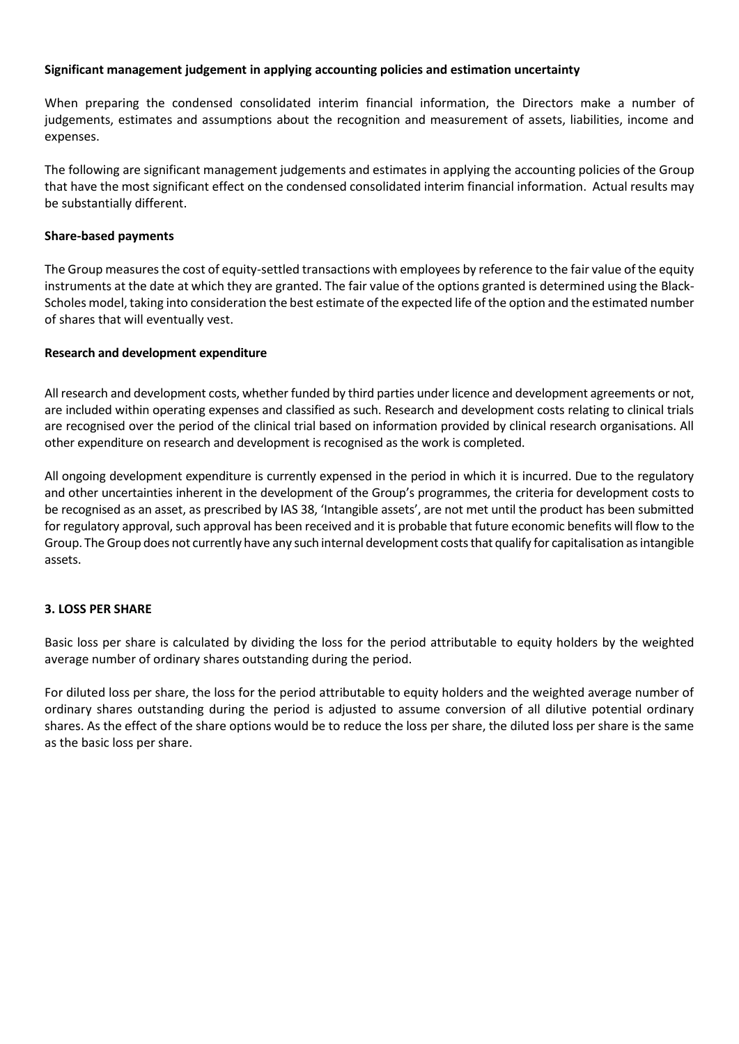**Significant management judgement in applying accounting policies and estimation uncertainty**

When preparing the condensed consolidated interim financial information, the Directors make a number of judgements, estimates and assumptions about the recognition and measurement of assets, liabilities, income and expenses.

The following are significant management judgements and estimates in applying the accounting policies of the Group that have the most significant effect on the condensed consolidated interim financial information. Actual results may be substantially different.

**Share-based payments**

The Group measures the cost of equity-settled transactions with employees by reference to the fair value of the equity instruments at the date at which they are granted. The fair value of the options granted is determined using the Black-Scholes model, taking into consideration the best estimate of the expected life of the option and the estimated number of shares that will eventually vest.

**Research and development expenditure**

All research and development costs, whether funded by third parties under licence and development agreements or not, are included within operating expenses and classified as such. Research and development costs relating to clinical trials are recognised over the period of the clinical trial based on information provided by clinical research organisations. All other expenditure on research and development is recognised as the work is completed.

All ongoing development expenditure is currently expensed in the period in which it is incurred. Due to the regulatory and other uncertainties inherent in the development of the Group's programmes, the criteria for development costs to be recognised as an asset, as prescribed by IAS 38, 'Intangible assets', are not met until the product has been submitted for regulatory approval, such approval has been received and it is probable that future economic benefits will flow to the Group. The Group does not currently have any such internal development costs that qualify for capitalisation as intangible assets.

**3. LOSS PER SHARE**

Basic loss per share is calculated by dividing the loss for the period attributable to equity holders by the weighted average number of ordinary shares outstanding during the period.

For diluted loss per share, the loss for the period attributable to equity holders and the weighted average number of ordinary shares outstanding during the period is adjusted to assume conversion of all dilutive potential ordinary shares. As the effect of the share options would be to reduce the loss per share, the diluted loss per share is the same as the basic loss per share.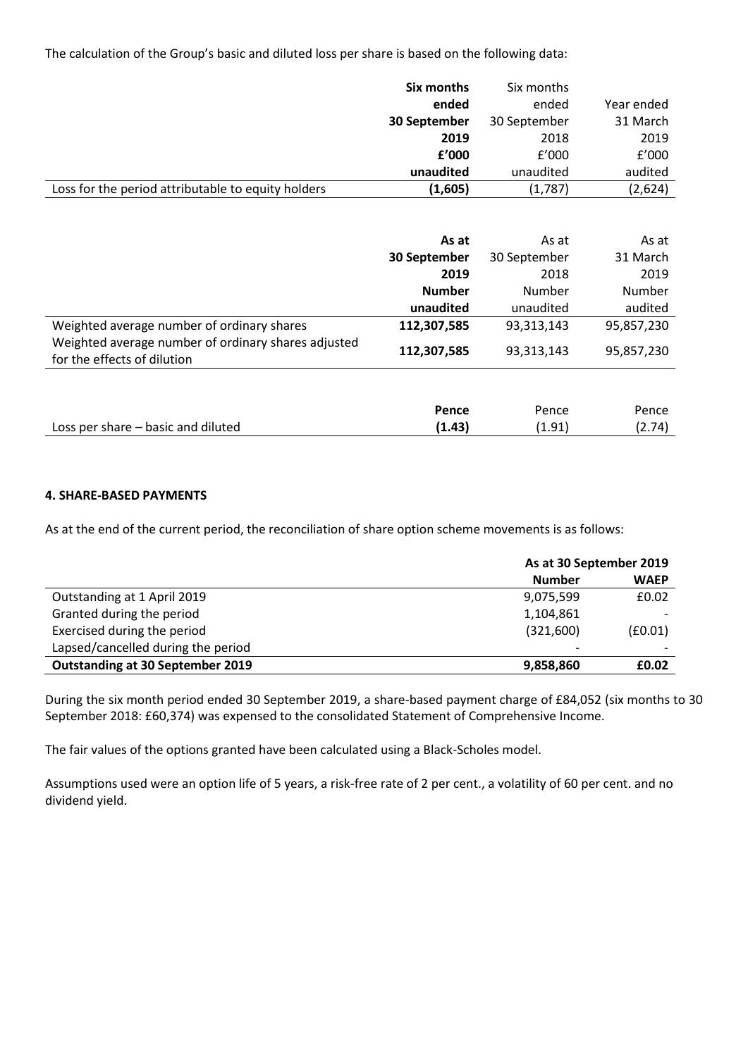The calculation of the Group's basic and diluted loss per share is based on the following data:

| | **Six months ended 30 September 2019 £'000 unaudited** | Six months ended 30 September 2018 £'000 unaudited | Year ended 31 March 2019 £'000 audited |
|---|---|---|---|
| Loss for the period attributable to equity holders | **(1,605)** | (1,787) | (2,624) |

| | **As at 30 September 2019 Number unaudited** | As at 30 September 2018 Number unaudited | As at 31 March 2019 Number audited |
|---|---|---|---|
| Weighted average number of ordinary shares | **112,307,585** | 93,313,143 | 95,857,230 |
| Weighted average number of ordinary shares adjusted for the effects of dilution | **112,307,585** | 93,313,143 | 95,857,230 |

| | **Pence** | Pence | Pence |
|---|---|---|---|
| Loss per share – basic and diluted | **(1.43)** | (1.91) | (2.74) |

**4. SHARE-BASED PAYMENTS**

As at the end of the current period, the reconciliation of share option scheme movements is as follows:

| | **As at 30 September 2019** | |
|---|---|---|
| | **Number** | **WAEP** |
| Outstanding at 1 April 2019 | 9,075,599 | £0.02 |
| Granted during the period | 1,104,861 | - |
| Exercised during the period | (321,600) | (£0.01) |
| Lapsed/cancelled during the period | - | - |
| **Outstanding at 30 September 2019** | **9,858,860** | **£0.02** |

During the six month period ended 30 September 2019, a share-based payment charge of £84,052 (six months to 30 September 2018: £60,374) was expensed to the consolidated Statement of Comprehensive Income.

The fair values of the options granted have been calculated using a Black-Scholes model.

Assumptions used were an option life of 5 years, a risk-free rate of 2 per cent., a volatility of 60 per cent. and no dividend yield.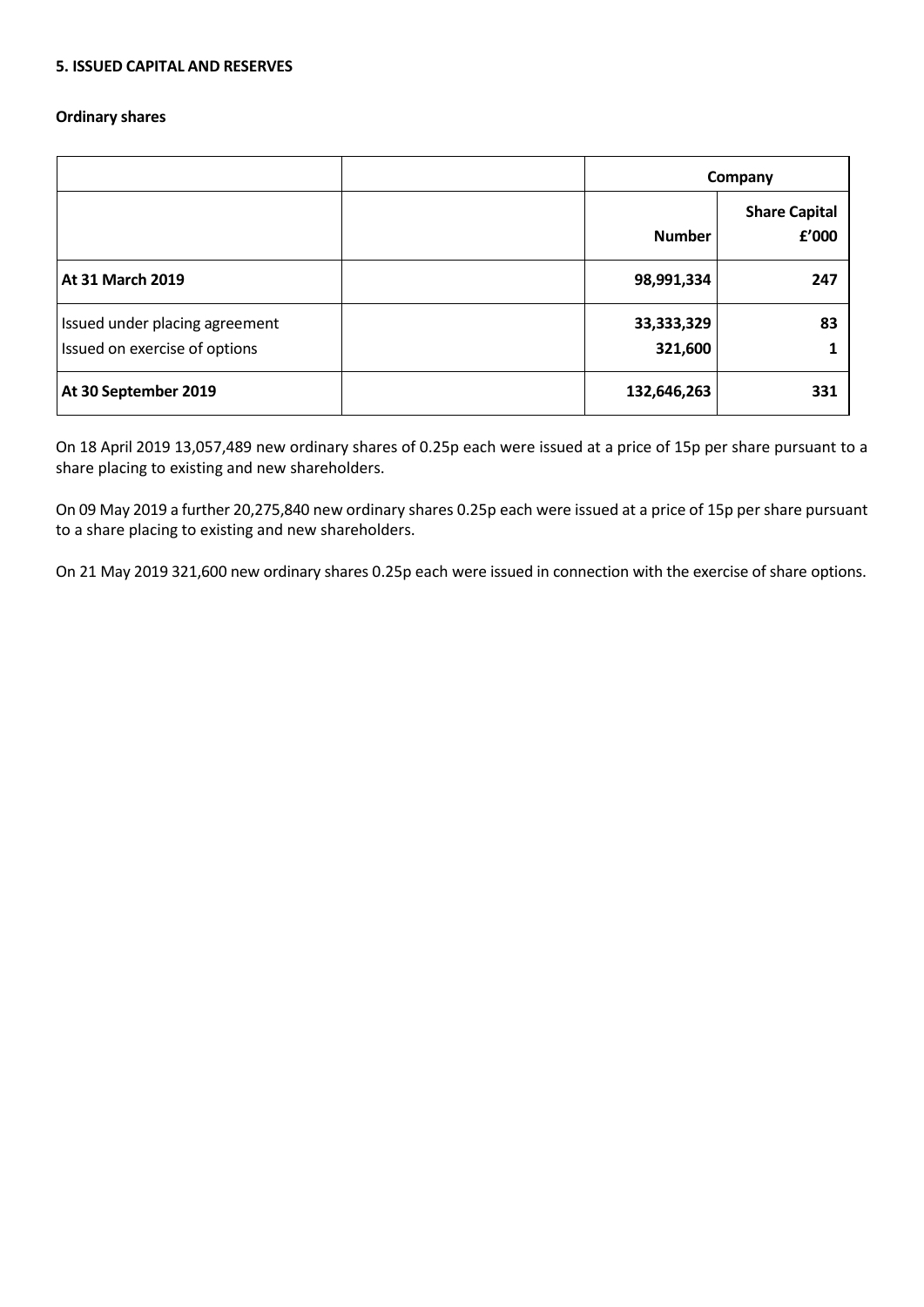**5. ISSUED CAPITAL AND RESERVES**

**Ordinary shares**

| | | Company | |
|---|---|---|---|
| | | **Number** | **Share Capital £'000** |
| **At 31 March 2019** | | **98,991,334** | **247** |
| Issued under placing agreement | | **33,333,329** | **83** |
| Issued on exercise of options | | **321,600** | **1** |
| **At 30 September 2019** | | **132,646,263** | **331** |

On 18 April 2019 13,057,489 new ordinary shares of 0.25p each were issued at a price of 15p per share pursuant to a share placing to existing and new shareholders.

On 09 May 2019 a further 20,275,840 new ordinary shares 0.25p each were issued at a price of 15p per share pursuant to a share placing to existing and new shareholders.

On 21 May 2019 321,600 new ordinary shares 0.25p each were issued in connection with the exercise of share options.